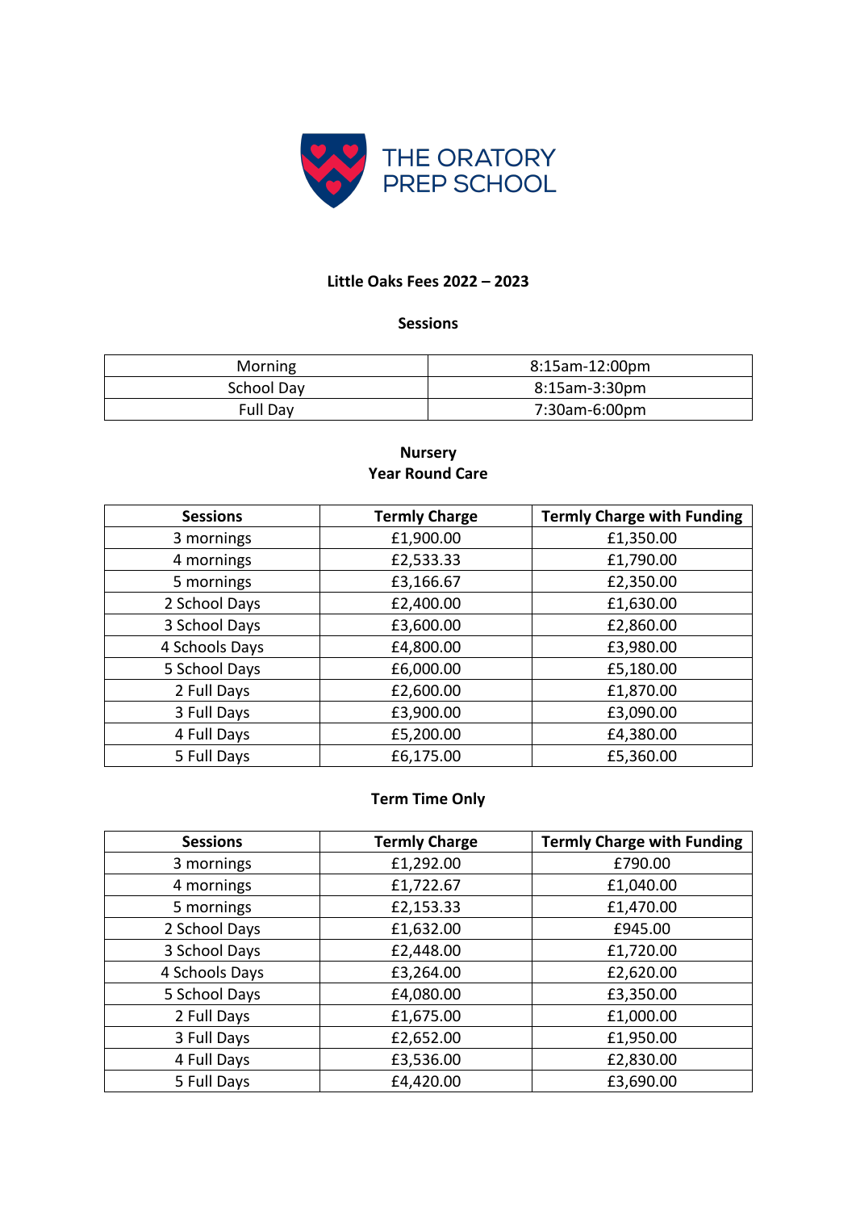THE ORATORY PREP SCHOOL

## Little Oaks Fees 2022 – 2023

### Sessions

| Morning | 8:15am-12:00pm |
|---|---|
| School Day | 8:15am-3:30pm |
| Full Day | 7:30am-6:00pm |

### Nursery
### Year Round Care

| Sessions | Termly Charge | Termly Charge with Funding |
|---|---|---|
| 3 mornings | £1,900.00 | £1,350.00 |
| 4 mornings | £2,533.33 | £1,790.00 |
| 5 mornings | £3,166.67 | £2,350.00 |
| 2 School Days | £2,400.00 | £1,630.00 |
| 3 School Days | £3,600.00 | £2,860.00 |
| 4 Schools Days | £4,800.00 | £3,980.00 |
| 5 School Days | £6,000.00 | £5,180.00 |
| 2 Full Days | £2,600.00 | £1,870.00 |
| 3 Full Days | £3,900.00 | £3,090.00 |
| 4 Full Days | £5,200.00 | £4,380.00 |
| 5 Full Days | £6,175.00 | £5,360.00 |

### Term Time Only

| Sessions | Termly Charge | Termly Charge with Funding |
|---|---|---|
| 3 mornings | £1,292.00 | £790.00 |
| 4 mornings | £1,722.67 | £1,040.00 |
| 5 mornings | £2,153.33 | £1,470.00 |
| 2 School Days | £1,632.00 | £945.00 |
| 3 School Days | £2,448.00 | £1,720.00 |
| 4 Schools Days | £3,264.00 | £2,620.00 |
| 5 School Days | £4,080.00 | £3,350.00 |
| 2 Full Days | £1,675.00 | £1,000.00 |
| 3 Full Days | £2,652.00 | £1,950.00 |
| 4 Full Days | £3,536.00 | £2,830.00 |
| 5 Full Days | £4,420.00 | £3,690.00 |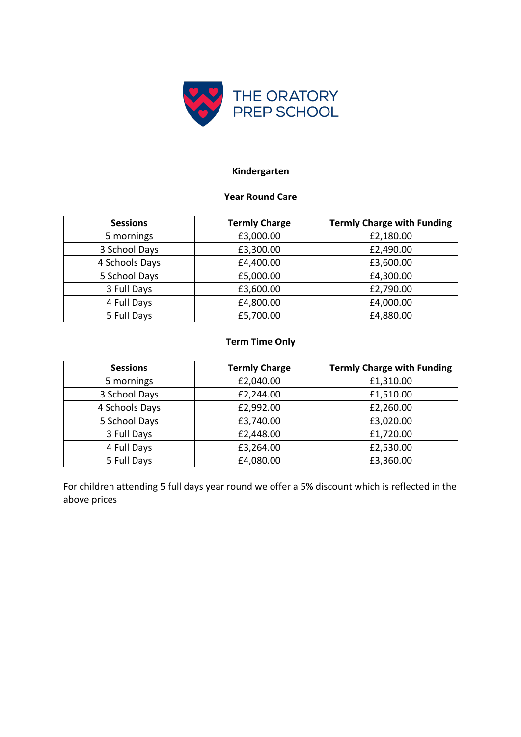THE ORATORY PREP SCHOOL

## Kindergarten

### Year Round Care

| Sessions | Termly Charge | Termly Charge with Funding |
|---|---|---|
| 5 mornings | £3,000.00 | £2,180.00 |
| 3 School Days | £3,300.00 | £2,490.00 |
| 4 Schools Days | £4,400.00 | £3,600.00 |
| 5 School Days | £5,000.00 | £4,300.00 |
| 3 Full Days | £3,600.00 | £2,790.00 |
| 4 Full Days | £4,800.00 | £4,000.00 |
| 5 Full Days | £5,700.00 | £4,880.00 |

### Term Time Only

| Sessions | Termly Charge | Termly Charge with Funding |
|---|---|---|
| 5 mornings | £2,040.00 | £1,310.00 |
| 3 School Days | £2,244.00 | £1,510.00 |
| 4 Schools Days | £2,992.00 | £2,260.00 |
| 5 School Days | £3,740.00 | £3,020.00 |
| 3 Full Days | £2,448.00 | £1,720.00 |
| 4 Full Days | £3,264.00 | £2,530.00 |
| 5 Full Days | £4,080.00 | £3,360.00 |

For children attending 5 full days year round we offer a 5% discount which is reflected in the above prices